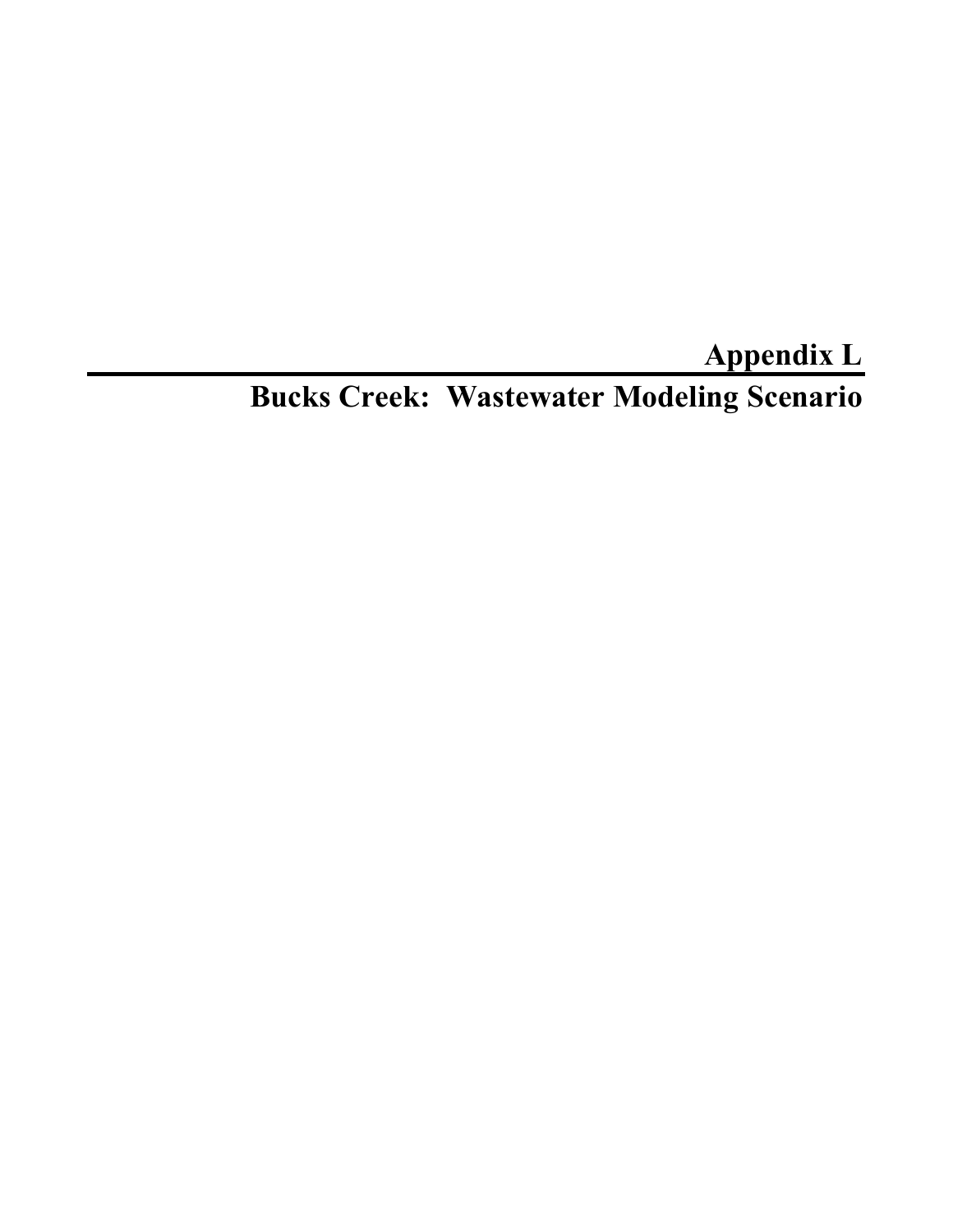# Appendix L

## Bucks Creek:  Wastewater Modeling Scenario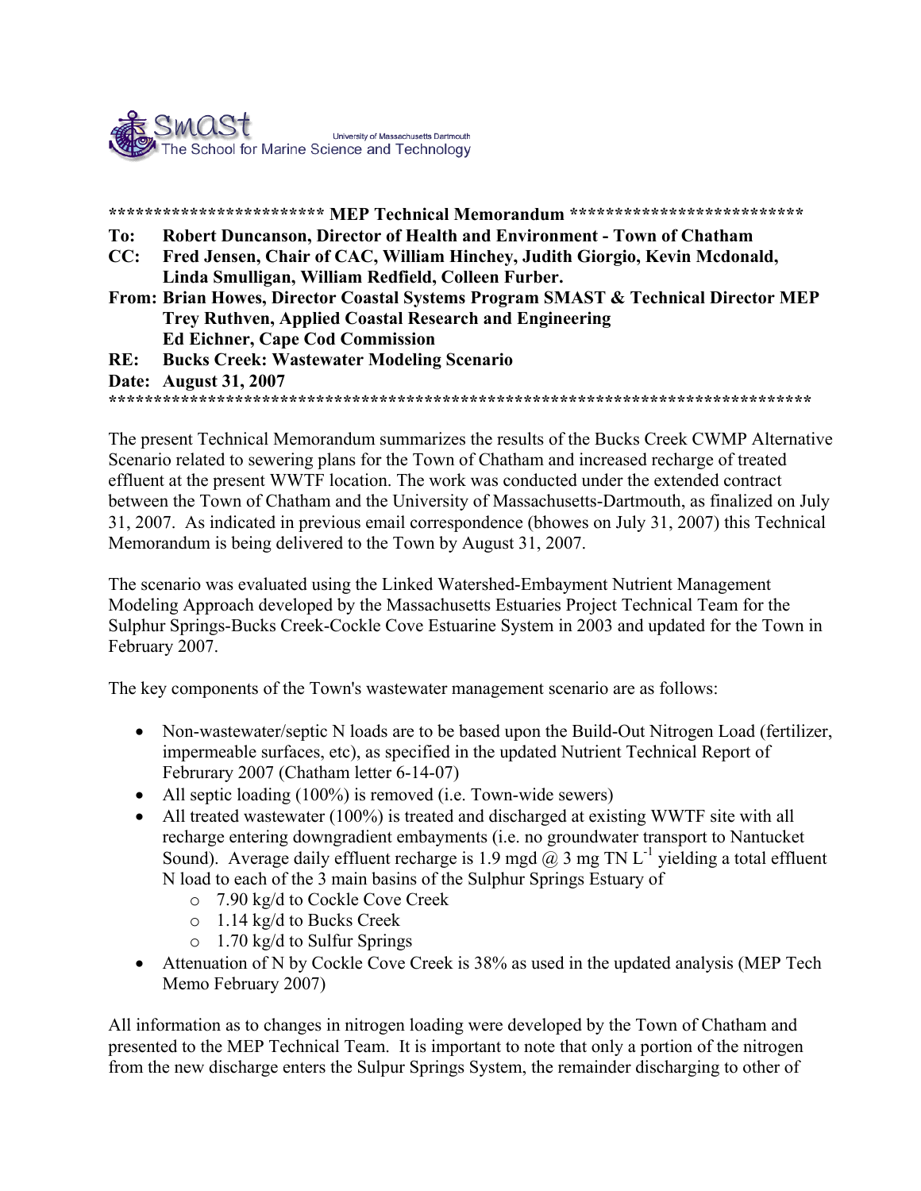SMAST University of Massachusetts Dartmouth The School for Marine Science and Technology

************************ **MEP Technical Memorandum** *************************

**To: Robert Duncanson, Director of Health and Environment - Town of Chatham**
**CC: Fred Jensen, Chair of CAC, William Hinchey, Judith Giorgio, Kevin Mcdonald, Linda Smulligan, William Redfield, Colleen Furber.**
**From: Brian Howes, Director Coastal Systems Program SMAST & Technical Director MEP**
**Trey Ruthven, Applied Coastal Research and Engineering**
**Ed Eichner, Cape Cod Commission**
**RE: Bucks Creek: Wastewater Modeling Scenario**
**Date: August 31, 2007**
*******************************************************************************

The present Technical Memorandum summarizes the results of the Bucks Creek CWMP Alternative Scenario related to sewering plans for the Town of Chatham and increased recharge of treated effluent at the present WWTF location. The work was conducted under the extended contract between the Town of Chatham and the University of Massachusetts-Dartmouth, as finalized on July 31, 2007. As indicated in previous email correspondence (bhowes on July 31, 2007) this Technical Memorandum is being delivered to the Town by August 31, 2007.

The scenario was evaluated using the Linked Watershed-Embayment Nutrient Management Modeling Approach developed by the Massachusetts Estuaries Project Technical Team for the Sulphur Springs-Bucks Creek-Cockle Cove Estuarine System in 2003 and updated for the Town in February 2007.

The key components of the Town's wastewater management scenario are as follows:

- Non-wastewater/septic N loads are to be based upon the Build-Out Nitrogen Load (fertilizer, impermeable surfaces, etc), as specified in the updated Nutrient Technical Report of Februrary 2007 (Chatham letter 6-14-07)
- All septic loading (100%) is removed (i.e. Town-wide sewers)
- All treated wastewater (100%) is treated and discharged at existing WWTF site with all recharge entering downgradient embayments (i.e. no groundwater transport to Nantucket Sound). Average daily effluent recharge is 1.9 mgd @ 3 mg TN $L^{-1}$ yielding a total effluent N load to each of the 3 main basins of the Sulphur Springs Estuary of
  - 7.90 kg/d to Cockle Cove Creek
  - 1.14 kg/d to Bucks Creek
  - 1.70 kg/d to Sulfur Springs
- Attenuation of N by Cockle Cove Creek is 38% as used in the updated analysis (MEP Tech Memo February 2007)

All information as to changes in nitrogen loading were developed by the Town of Chatham and presented to the MEP Technical Team. It is important to note that only a portion of the nitrogen from the new discharge enters the Sulpur Springs System, the remainder discharging to other of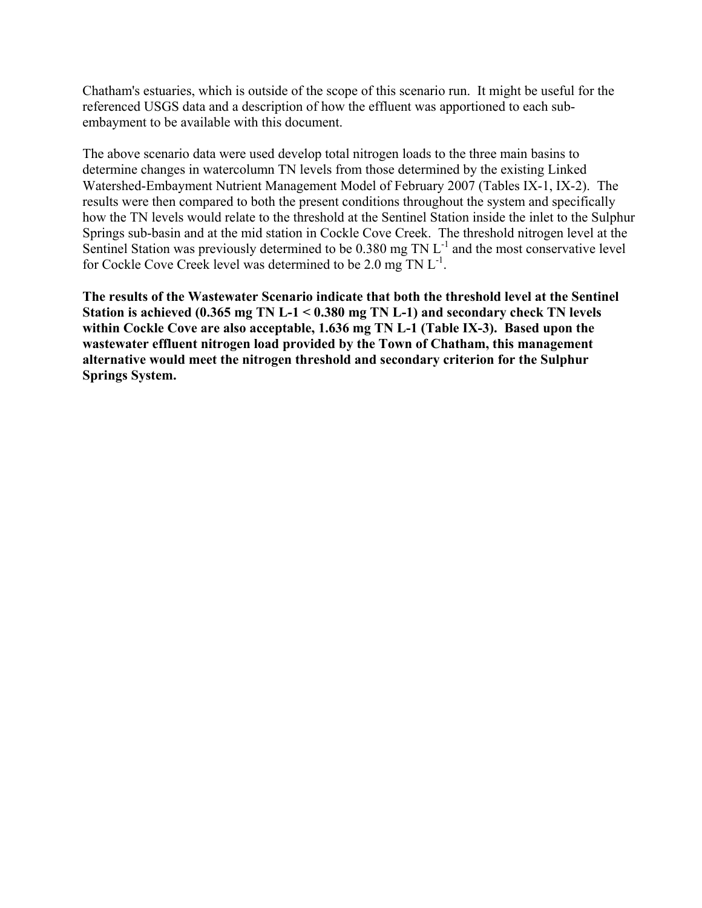Chatham's estuaries, which is outside of the scope of this scenario run. It might be useful for the referenced USGS data and a description of how the effluent was apportioned to each sub-embayment to be available with this document.

The above scenario data were used develop total nitrogen loads to the three main basins to determine changes in watercolumn TN levels from those determined by the existing Linked Watershed-Embayment Nutrient Management Model of February 2007 (Tables IX-1, IX-2). The results were then compared to both the present conditions throughout the system and specifically how the TN levels would relate to the threshold at the Sentinel Station inside the inlet to the Sulphur Springs sub-basin and at the mid station in Cockle Cove Creek. The threshold nitrogen level at the Sentinel Station was previously determined to be 0.380 mg TN $L^{-1}$ and the most conservative level for Cockle Cove Creek level was determined to be 2.0 mg TN $L^{-1}$.

**The results of the Wastewater Scenario indicate that both the threshold level at the Sentinel Station is achieved (0.365 mg TN L-1 < 0.380 mg TN L-1) and secondary check TN levels within Cockle Cove are also acceptable, 1.636 mg TN L-1 (Table IX-3). Based upon the wastewater effluent nitrogen load provided by the Town of Chatham, this management alternative would meet the nitrogen threshold and secondary criterion for the Sulphur Springs System.**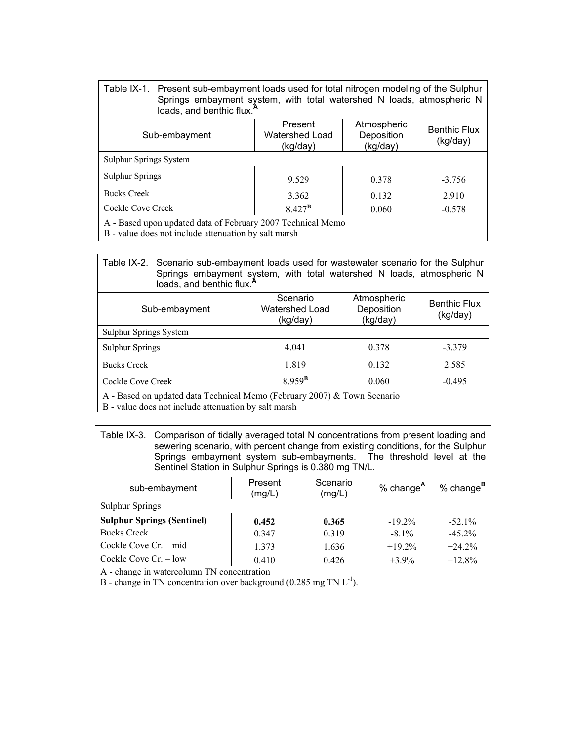| Table IX-1. Present sub-embayment loads used for total nitrogen modeling of the Sulphur Springs embayment system, with total watershed N loads, atmospheric N loads, and benthic flux.[A] | | | |
|---|---|---|---|
| Sub-embayment | Present Watershed Load (kg/day) | Atmospheric Deposition (kg/day) | Benthic Flux (kg/day) |
| Sulphur Springs System | | | |
| Sulphur Springs | 9.529 | 0.378 | -3.756 |
| Bucks Creek | 3.362 | 0.132 | 2.910 |
| Cockle Cove Creek | 8.427[B] | 0.060 | -0.578 |

A - Based upon updated data of February 2007 Technical Memo
B - value does not include attenuation by salt marsh

| Table IX-2. Scenario sub-embayment loads used for wastewater scenario for the Sulphur Springs embayment system, with total watershed N loads, atmospheric N loads, and benthic flux.[A] | | | |
|---|---|---|---|
| Sub-embayment | Scenario Watershed Load (kg/day) | Atmospheric Deposition (kg/day) | Benthic Flux (kg/day) |
| Sulphur Springs System | | | |
| Sulphur Springs | 4.041 | 0.378 | -3.379 |
| Bucks Creek | 1.819 | 0.132 | 2.585 |
| Cockle Cove Creek | 8.959[B] | 0.060 | -0.495 |

A - Based on updated data Technical Memo (February 2007) & Town Scenario
B - value does not include attenuation by salt marsh

| Table IX-3. Comparison of tidally averaged total N concentrations from present loading and sewering scenario, with percent change from existing conditions, for the Sulphur Springs embayment system sub-embayments. The threshold level at the Sentinel Station in Sulphur Springs is 0.380 mg TN/L. | | | | |
|---|---|---|---|---|
| sub-embayment | Present (mg/L) | Scenario (mg/L) | % change[A] | % change[B] |
| Sulphur Springs | | | | |
| **Sulphur Springs (Sentinel)** | **0.452** | **0.365** | -19.2% | -52.1% |
| Bucks Creek | 0.347 | 0.319 | -8.1% | -45.2% |
| Cockle Cove Cr. – mid | 1.373 | 1.636 | +19.2% | +24.2% |
| Cockle Cove Cr. – low | 0.410 | 0.426 | +3.9% | +12.8% |

A - change in watercolumn TN concentration
B - change in TN concentration over background (0.285 mg TN $L^{-1}$).